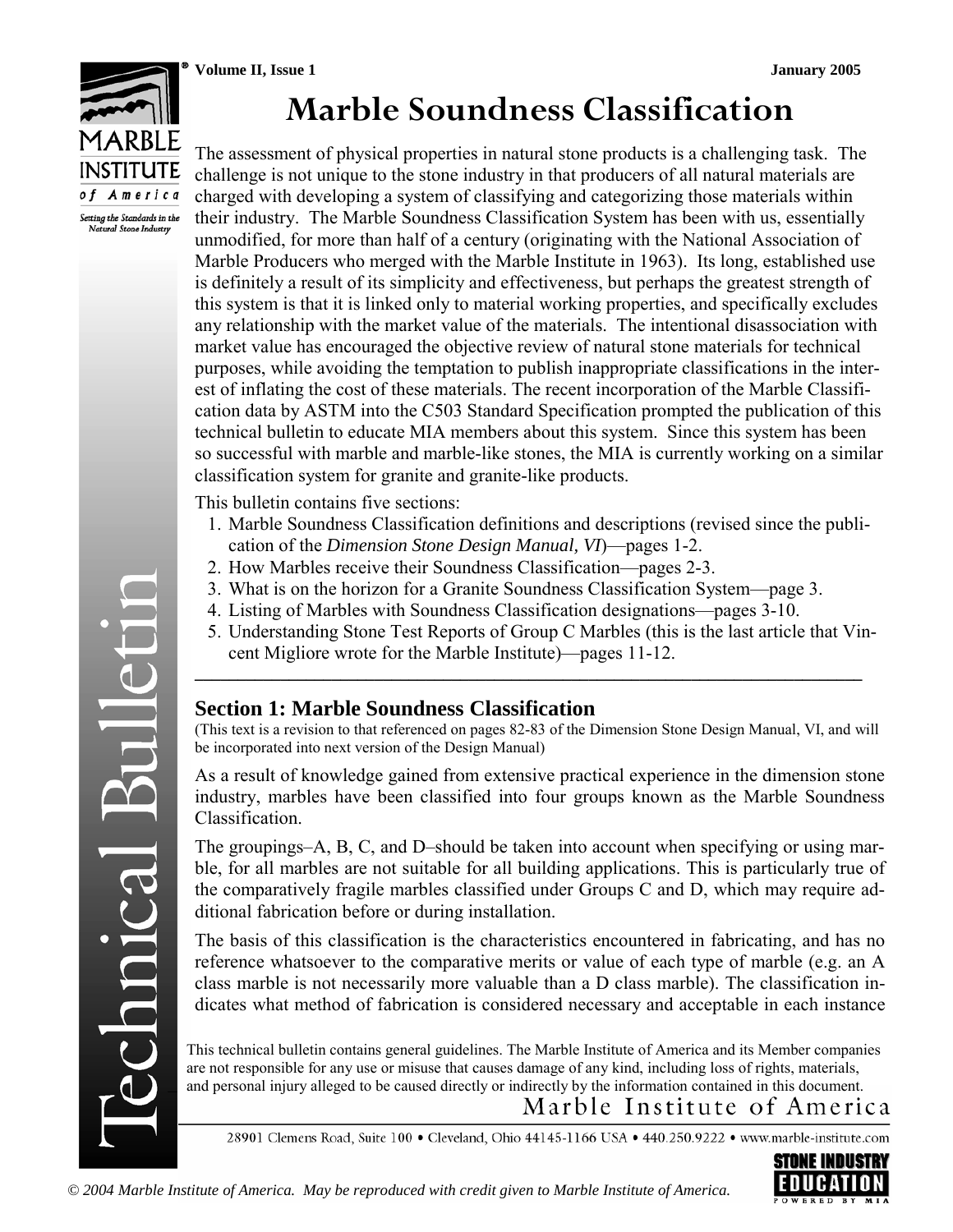# Marble Soundness Classification

The assessment of physical properties in natural stone products is a challenging task. The challenge is not unique to the stone industry in that producers of all natural materials are charged with developing a system of classifying and categorizing those materials within their industry. The Marble Soundness Classification System has been with us, essentially unmodified, for more than half of a century (originating with the National Association of Marble Producers who merged with the Marble Institute in 1963). Its long, established use is definitely a result of its simplicity and effectiveness, but perhaps the greatest strength of this system is that it is linked only to material working properties, and specifically excludes any relationship with the market value of the materials. The intentional disassociation with market value has encouraged the objective review of natural stone materials for technical purposes, while avoiding the temptation to publish inappropriate classifications in the interest of inflating the cost of these materials. The recent incorporation of the Marble Classification data by ASTM into the C503 Standard Specification prompted the publication of this technical bulletin to educate MIA members about this system. Since this system has been so successful with marble and marble-like stones, the MIA is currently working on a similar classification system for granite and granite-like products.

This bulletin contains five sections:

1. Marble Soundness Classification definitions and descriptions (revised since the publication of the *Dimension Stone Design Manual, VI*)—pages 1-2.
2. How Marbles receive their Soundness Classification—pages 2-3.
3. What is on the horizon for a Granite Soundness Classification System—page 3.
4. Listing of Marbles with Soundness Classification designations—pages 3-10.
5. Understanding Stone Test Reports of Group C Marbles (this is the last article that Vincent Migliore wrote for the Marble Institute)—pages 11-12.

---

## Section 1: Marble Soundness Classification

(This text is a revision to that referenced on pages 82-83 of the Dimension Stone Design Manual, VI, and will be incorporated into next version of the Design Manual)

As a result of knowledge gained from extensive practical experience in the dimension stone industry, marbles have been classified into four groups known as the Marble Soundness Classification.

The groupings–A, B, C, and D–should be taken into account when specifying or using marble, for all marbles are not suitable for all building applications. This is particularly true of the comparatively fragile marbles classified under Groups C and D, which may require additional fabrication before or during installation.

The basis of this classification is the characteristics encountered in fabricating, and has no reference whatsoever to the comparative merits or value of each type of marble (e.g. an A class marble is not necessarily more valuable than a D class marble). The classification indicates what method of fabrication is considered necessary and acceptable in each instance

This technical bulletin contains general guidelines. The Marble Institute of America and its Member companies are not responsible for any use or misuse that causes damage of any kind, including loss of rights, materials, and personal injury alleged to be caused directly or indirectly by the information contained in this document.

Marble Institute of America

28901 Clemens Road, Suite 100 • Cleveland, Ohio 44145-1166 USA • 440.250.9222 • www.marble-institute.com

© 2004 Marble Institute of America. May be reproduced with credit given to Marble Institute of America.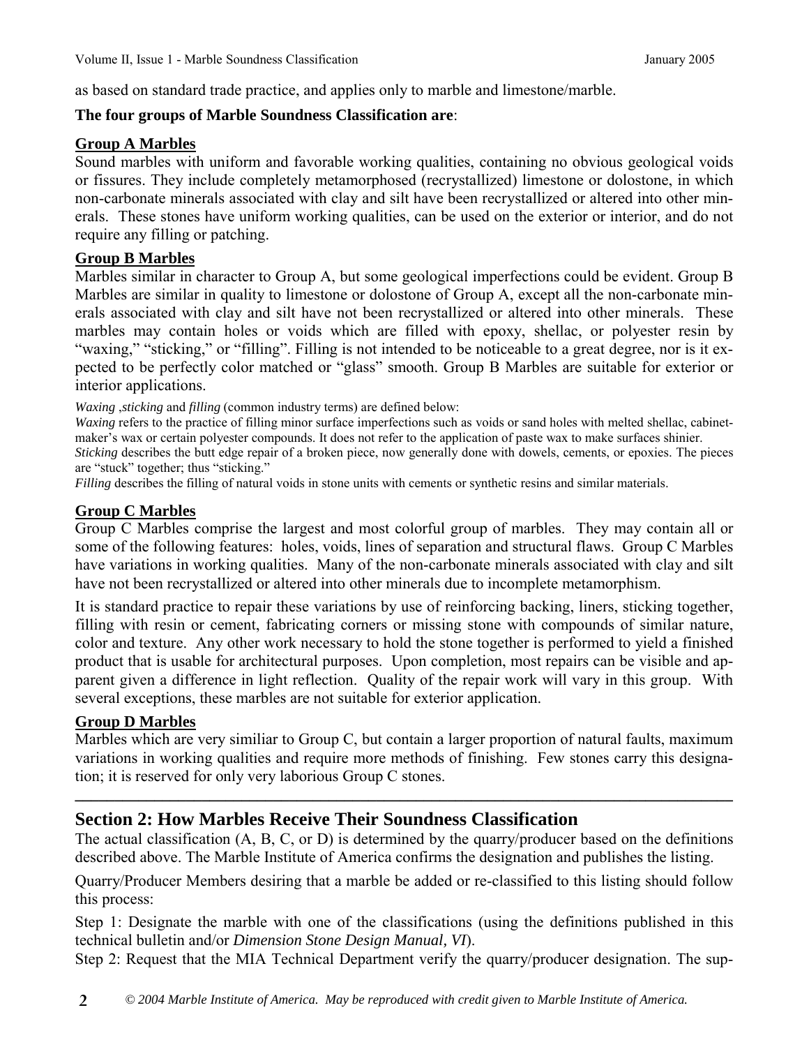as based on standard trade practice, and applies only to marble and limestone/marble.

**The four groups of Marble Soundness Classification are**:

### Group A Marbles

Sound marbles with uniform and favorable working qualities, containing no obvious geological voids or fissures. They include completely metamorphosed (recrystallized) limestone or dolostone, in which non-carbonate minerals associated with clay and silt have been recrystallized or altered into other minerals. These stones have uniform working qualities, can be used on the exterior or interior, and do not require any filling or patching.

### Group B Marbles

Marbles similar in character to Group A, but some geological imperfections could be evident. Group B Marbles are similar in quality to limestone or dolostone of Group A, except all the non-carbonate minerals associated with clay and silt have not been recrystallized or altered into other minerals. These marbles may contain holes or voids which are filled with epoxy, shellac, or polyester resin by "waxing," "sticking," or "filling". Filling is not intended to be noticeable to a great degree, nor is it expected to be perfectly color matched or "glass" smooth. Group B Marbles are suitable for exterior or interior applications.

*Waxing* ,*sticking* and *filling* (common industry terms) are defined below:

*Waxing* refers to the practice of filling minor surface imperfections such as voids or sand holes with melted shellac, cabinetmaker's wax or certain polyester compounds. It does not refer to the application of paste wax to make surfaces shinier.

*Sticking* describes the butt edge repair of a broken piece, now generally done with dowels, cements, or epoxies. The pieces are "stuck" together; thus "sticking."

*Filling* describes the filling of natural voids in stone units with cements or synthetic resins and similar materials.

### Group C Marbles

Group C Marbles comprise the largest and most colorful group of marbles. They may contain all or some of the following features: holes, voids, lines of separation and structural flaws. Group C Marbles have variations in working qualities. Many of the non-carbonate minerals associated with clay and silt have not been recrystallized or altered into other minerals due to incomplete metamorphism.

It is standard practice to repair these variations by use of reinforcing backing, liners, sticking together, filling with resin or cement, fabricating corners or missing stone with compounds of similar nature, color and texture. Any other work necessary to hold the stone together is performed to yield a finished product that is usable for architectural purposes. Upon completion, most repairs can be visible and apparent given a difference in light reflection. Quality of the repair work will vary in this group. With several exceptions, these marbles are not suitable for exterior application.

### Group D Marbles

Marbles which are very similiar to Group C, but contain a larger proportion of natural faults, maximum variations in working qualities and require more methods of finishing. Few stones carry this designation; it is reserved for only very laborious Group C stones.

---

## Section 2: How Marbles Receive Their Soundness Classification

The actual classification (A, B, C, or D) is determined by the quarry/producer based on the definitions described above. The Marble Institute of America confirms the designation and publishes the listing.

Quarry/Producer Members desiring that a marble be added or re-classified to this listing should follow this process:

Step 1: Designate the marble with one of the classifications (using the definitions published in this technical bulletin and/or *Dimension Stone Design Manual, VI*).

Step 2: Request that the MIA Technical Department verify the quarry/producer designation. The sup-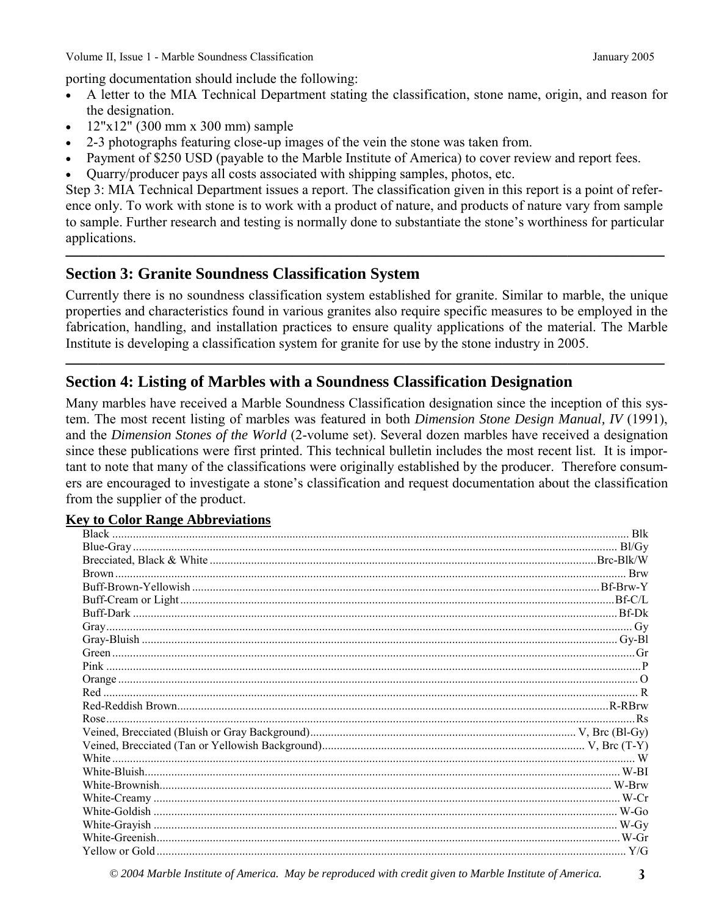porting documentation should include the following:

- A letter to the MIA Technical Department stating the classification, stone name, origin, and reason for the designation.
- 12"x12" (300 mm x 300 mm) sample
- 2-3 photographs featuring close-up images of the vein the stone was taken from.
- Payment of $250 USD (payable to the Marble Institute of America) to cover review and report fees.
- Quarry/producer pays all costs associated with shipping samples, photos, etc.

Step 3: MIA Technical Department issues a report. The classification given in this report is a point of reference only. To work with stone is to work with a product of nature, and products of nature vary from sample to sample. Further research and testing is normally done to substantiate the stone's worthiness for particular applications.

---

## Section 3: Granite Soundness Classification System

Currently there is no soundness classification system established for granite. Similar to marble, the unique properties and characteristics found in various granites also require specific measures to be employed in the fabrication, handling, and installation practices to ensure quality applications of the material. The Marble Institute is developing a classification system for granite for use by the stone industry in 2005.

---

## Section 4: Listing of Marbles with a Soundness Classification Designation

Many marbles have received a Marble Soundness Classification designation since the inception of this system. The most recent listing of marbles was featured in both *Dimension Stone Design Manual, IV* (1991), and the *Dimension Stones of the World* (2-volume set). Several dozen marbles have received a designation since these publications were first printed. This technical bulletin includes the most recent list. It is important to note that many of the classifications were originally established by the producer. Therefore consumers are encouraged to investigate a stone's classification and request documentation about the classification from the supplier of the product.

**Key to Color Range Abbreviations**

| Color Range | Abbreviation |
|---|---|
| Black | Blk |
| Blue-Gray | Bl/Gy |
| Brecciated, Black & White | Brc-Blk/W |
| Brown | Brw |
| Buff-Brown-Yellowish | Bf-Brw-Y |
| Buff-Cream or Light | Bf-C/L |
| Buff-Dark | Bf-Dk |
| Gray | Gy |
| Gray-Bluish | Gy-Bl |
| Green | Gr |
| Pink | P |
| Orange | O |
| Red | R |
| Red-Reddish Brown | R-RBrw |
| Rose | Rs |
| Veined, Brecciated (Bluish or Gray Background) | V, Brc (Bl-Gy) |
| Veined, Brecciated (Tan or Yellowish Background) | V, Brc (T-Y) |
| White | W |
| White-Bluish | W-BI |
| White-Brownish | W-Brw |
| White-Creamy | W-Cr |
| White-Goldish | W-Go |
| White-Grayish | W-Gy |
| White-Greenish | W-Gr |
| Yellow or Gold | Y/G |

*© 2004 Marble Institute of America. May be reproduced with credit given to Marble Institute of America.*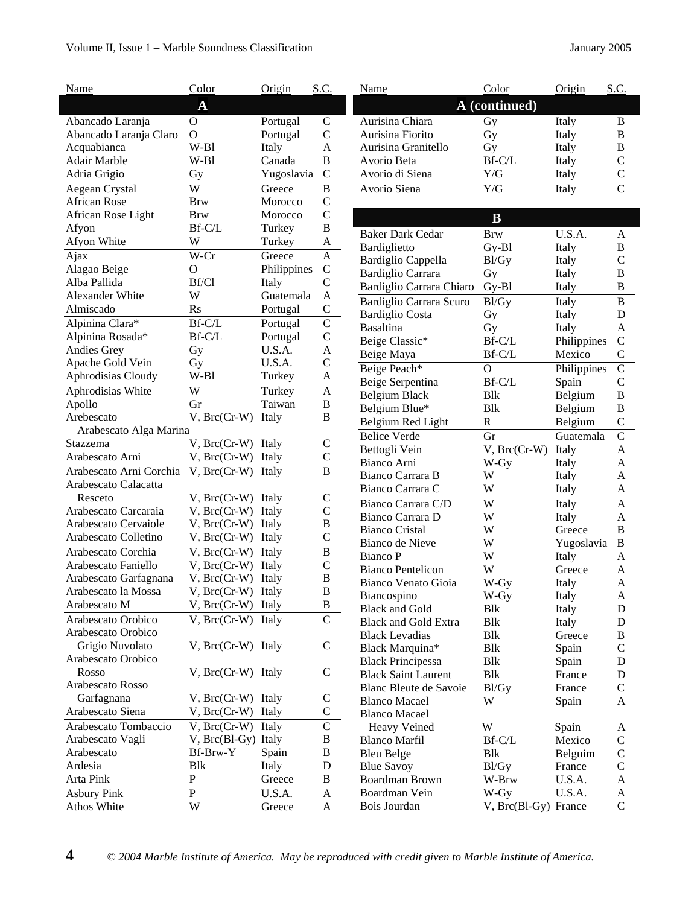| Name | Color | Origin | S.C. |
|---|---|---|---|
| **A** | | | |
| Abancado Laranja | O | Portugal | C |
| Abancado Laranja Claro | O | Portugal | C |
| Acquabianca | W-Bl | Italy | A |
| Adair Marble | W-Bl | Canada | B |
| Adria Grigio | Gy | Yugoslavia | C |
| Aegean Crystal | W | Greece | B |
| African Rose | Brw | Morocco | C |
| African Rose Light | Brw | Morocco | C |
| Afyon | Bf-C/L | Turkey | B |
| Afyon White | W | Turkey | A |
| Ajax | W-Cr | Greece | A |
| Alagao Beige | O | Philippines | C |
| Alba Pallida | Bf/Cl | Italy | C |
| Alexander White | W | Guatemala | A |
| Almiscado | Rs | Portugal | C |
| Alpinina Clara* | Bf-C/L | Portugal | C |
| Alpinina Rosada* | Bf-C/L | Portugal | C |
| Andies Grey | Gy | U.S.A. | A |
| Apache Gold Vein | Gy | U.S.A. | C |
| Aphrodisias Cloudy | W-Bl | Turkey | A |
| Aphrodisias White | W | Turkey | A |
| Apollo | Gr | Taiwan | B |
| Arebescato | V, Brc(Cr-W) | Italy | B |
| Arabescato Alga Marina Stazzema | V, Brc(Cr-W) | Italy | C |
| Arabescato Arni | V, Brc(Cr-W) | Italy | C |
| Arabescato Arni Corchia | V, Brc(Cr-W) | Italy | B |
| Arabescato Calacatta Resceto | V, Brc(Cr-W) | Italy | C |
| Arabescato Carcaraia | V, Brc(Cr-W) | Italy | C |
| Arabescato Cervaiole | V, Brc(Cr-W) | Italy | B |
| Arabescato Colletino | V, Brc(Cr-W) | Italy | C |
| Arabescato Corchia | V, Brc(Cr-W) | Italy | B |
| Arabescato Faniello | V, Brc(Cr-W) | Italy | C |
| Arabescato Garfagnana | V, Brc(Cr-W) | Italy | B |
| Arabescato la Mossa | V, Brc(Cr-W) | Italy | B |
| Arabescato M | V, Brc(Cr-W) | Italy | B |
| Arabescato Orobico | V, Brc(Cr-W) | Italy | C |
| Arabescato Orobico Grigio Nuvolato | V, Brc(Cr-W) | Italy | C |
| Arabescato Orobico Rosso | V, Brc(Cr-W) | Italy | C |
| Arabescato Rosso Garfagnana | V, Brc(Cr-W) | Italy | C |
| Arabescato Siena | V, Brc(Cr-W) | Italy | C |
| Arabescato Tombaccio | V, Brc(Cr-W) | Italy | C |
| Arabescato Vagli | V, Brc(Bl-Gy) | Italy | B |
| Arabescato | Bf-Brw-Y | Spain | B |
| Ardesia | Blk | Italy | D |
| Arta Pink | P | Greece | B |
| Asbury Pink | P | U.S.A. | A |
| Athos White | W | Greece | A |
| **A (continued)** | | | |
| Aurisina Chiara | Gy | Italy | B |
| Aurisina Fiorito | Gy | Italy | B |
| Aurisina Granitello | Gy | Italy | B |
| Avorio Beta | Bf-C/L | Italy | C |
| Avorio di Siena | Y/G | Italy | C |
| Avorio Siena | Y/G | Italy | C |
| **B** | | | |
| Baker Dark Cedar | Brw | U.S.A. | A |
| Bardiglietto | Gy-Bl | Italy | B |
| Bardiglio Cappella | Bl/Gy | Italy | C |
| Bardiglio Carrara | Gy | Italy | B |
| Bardiglio Carrara Chiaro | Gy-Bl | Italy | B |
| Bardiglio Carrara Scuro | Bl/Gy | Italy | B |
| Bardiglio Costa | Gy | Italy | D |
| Basaltina | Gy | Italy | A |
| Beige Classic* | Bf-C/L | Philippines | C |
| Beige Maya | Bf-C/L | Mexico | C |
| Beige Peach* | O | Philippines | C |
| Beige Serpentina | Bf-C/L | Spain | C |
| Belgium Black | Blk | Belgium | B |
| Belgium Blue* | Blk | Belgium | B |
| Belgium Red Light | R | Belgium | C |
| Belice Verde | Gr | Guatemala | C |
| Bettogli Vein | V, Brc(Cr-W) | Italy | A |
| Bianco Arni | W-Gy | Italy | A |
| Bianco Carrara B | W | Italy | A |
| Bianco Carrara C | W | Italy | A |
| Bianco Carrara C/D | W | Italy | A |
| Bianco Carrara D | W | Italy | A |
| Bianco Cristal | W | Greece | B |
| Bianco de Nieve | W | Yugoslavia | B |
| Bianco P | W | Italy | A |
| Bianco Pentelicon | W | Greece | A |
| Bianco Venato Gioia | W-Gy | Italy | A |
| Biancospino | W-Gy | Italy | A |
| Black and Gold | Blk | Italy | D |
| Black and Gold Extra | Blk | Italy | D |
| Black Levadias | Blk | Greece | B |
| Black Marquina* | Blk | Spain | C |
| Black Principessa | Blk | Spain | D |
| Black Saint Laurent | Blk | France | D |
| Blanc Bleute de Savoie | Bl/Gy | France | C |
| Blanco Macael | W | Spain | A |
| Blanco Macael Heavy Veined | W | Spain | A |
| Blanco Marfil | Bf-C/L | Mexico | C |
| Bleu Belge | Blk | Belguim | C |
| Blue Savoy | Bl/Gy | France | C |
| Boardman Brown | W-Brw | U.S.A. | A |
| Boardman Vein | W-Gy | U.S.A. | A |
| Bois Jourdan | V, Brc(Bl-Gy) | France | C |

*© 2004 Marble Institute of America. May be reproduced with credit given to Marble Institute of America.*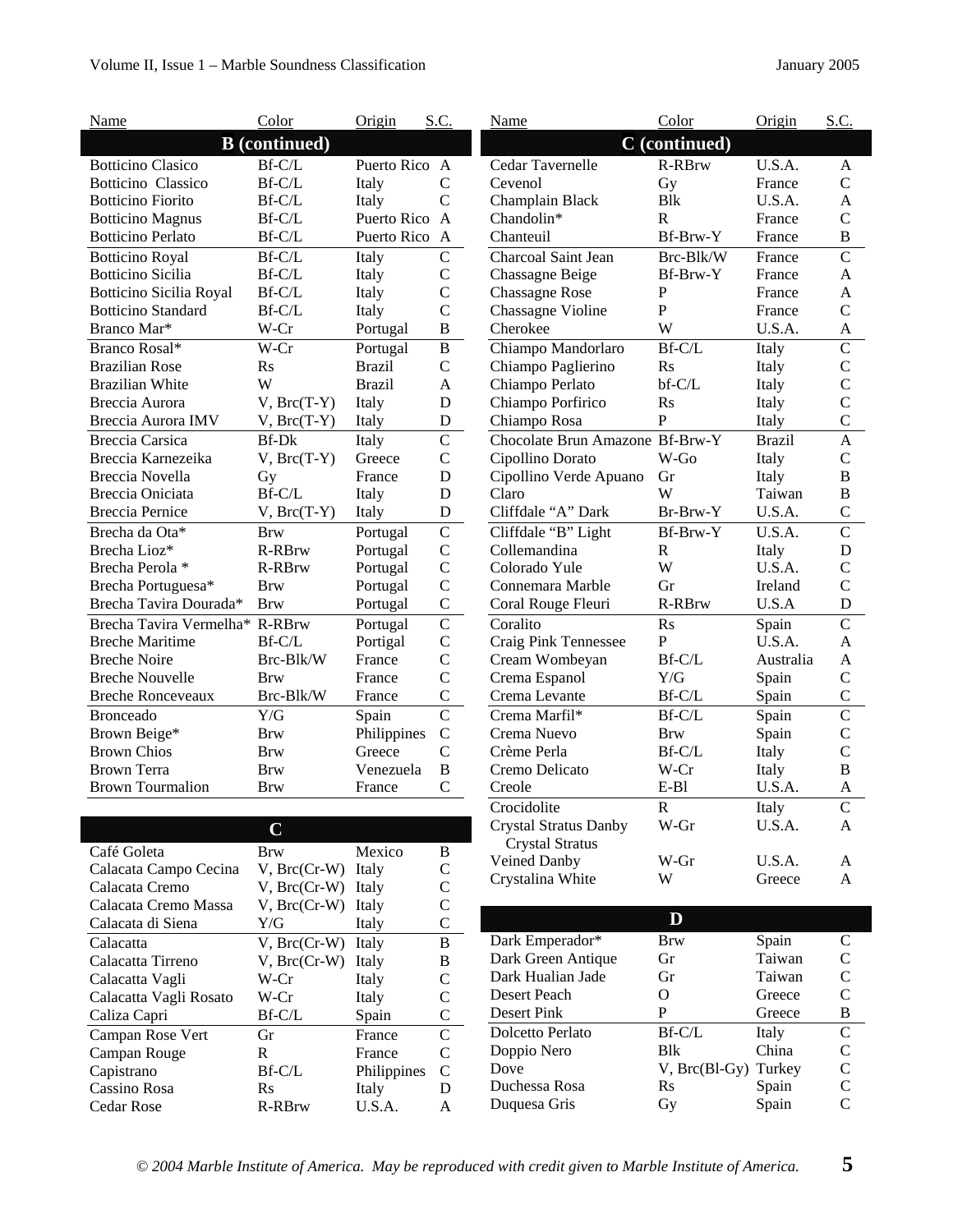| Name | Color | Origin | S.C. |
|---|---|---|---|
| **B (continued)** | | | |
| Botticino Clasico | Bf-C/L | Puerto Rico | A |
| Botticino Classico | Bf-C/L | Italy | C |
| Botticino Fiorito | Bf-C/L | Italy | C |
| Botticino Magnus | Bf-C/L | Puerto Rico | A |
| Botticino Perlato | Bf-C/L | Puerto Rico | A |
| Botticino Royal | Bf-C/L | Italy | C |
| Botticino Sicilia | Bf-C/L | Italy | C |
| Botticino Sicilia Royal | Bf-C/L | Italy | C |
| Botticino Standard | Bf-C/L | Italy | C |
| Branco Mar* | W-Cr | Portugal | B |
| Branco Rosal* | W-Cr | Portugal | B |
| Brazilian Rose | Rs | Brazil | C |
| Brazilian White | W | Brazil | A |
| Breccia Aurora | V, Brc(T-Y) | Italy | D |
| Breccia Aurora IMV | V, Brc(T-Y) | Italy | D |
| Breccia Carsica | Bf-Dk | Italy | C |
| Breccia Karnezeika | V, Brc(T-Y) | Greece | C |
| Breccia Novella | Gy | France | D |
| Breccia Oniciata | Bf-C/L | Italy | D |
| Breccia Pernice | V, Brc(T-Y) | Italy | D |
| Brecha da Ota* | Brw | Portugal | C |
| Brecha Lioz* | R-RBrw | Portugal | C |
| Brecha Perola * | R-RBrw | Portugal | C |
| Brecha Portuguesa* | Brw | Portugal | C |
| Brecha Tavira Dourada* | Brw | Portugal | C |
| Brecha Tavira Vermelha* | R-RBrw | Portugal | C |
| Breche Maritime | Bf-C/L | Portigal | C |
| Breche Noire | Brc-Blk/W | France | C |
| Breche Nouvelle | Brw | France | C |
| Breche Ronceveaux | Brc-Blk/W | France | C |
| Bronceado | Y/G | Spain | C |
| Brown Beige* | Brw | Philippines | C |
| Brown Chios | Brw | Greece | C |
| Brown Terra | Brw | Venezuela | B |
| Brown Tourmalion | Brw | France | C |
| **C** | | | |
| Café Goleta | Brw | Mexico | B |
| Calacata Campo Cecina | V, Brc(Cr-W) | Italy | C |
| Calacata Cremo | V, Brc(Cr-W) | Italy | C |
| Calacata Cremo Massa | V, Brc(Cr-W) | Italy | C |
| Calacata di Siena | Y/G | Italy | C |
| Calacatta | V, Brc(Cr-W) | Italy | B |
| Calacatta Tirreno | V, Brc(Cr-W) | Italy | B |
| Calacatta Vagli | W-Cr | Italy | C |
| Calacatta Vagli Rosato | W-Cr | Italy | C |
| Caliza Capri | Bf-C/L | Spain | C |
| Campan Rose Vert | Gr | France | C |
| Campan Rouge | R | France | C |
| Capistrano | Bf-C/L | Philippines | C |
| Cassino Rosa | Rs | Italy | D |
| Cedar Rose | R-RBrw | U.S.A. | A |
| **C (continued)** | | | |
| Cedar Tavernelle | R-RBrw | U.S.A. | A |
| Cevenol | Gy | France | C |
| Champlain Black | Blk | U.S.A. | A |
| Chandolin* | R | France | C |
| Chanteuil | Bf-Brw-Y | France | B |
| Charcoal Saint Jean | Brc-Blk/W | France | C |
| Chassagne Beige | Bf-Brw-Y | France | A |
| Chassagne Rose | P | France | A |
| Chassagne Violine | P | France | C |
| Cherokee | W | U.S.A. | A |
| Chiampo Mandorlaro | Bf-C/L | Italy | C |
| Chiampo Paglierino | Rs | Italy | C |
| Chiampo Perlato | bf-C/L | Italy | C |
| Chiampo Porfirico | Rs | Italy | C |
| Chiampo Rosa | P | Italy | C |
| Chocolate Brun Amazone | Bf-Brw-Y | Brazil | A |
| Cipollino Dorato | W-Go | Italy | C |
| Cipollino Verde Apuano | Gr | Italy | B |
| Claro | W | Taiwan | B |
| Cliffdale "A" Dark | Br-Brw-Y | U.S.A. | C |
| Cliffdale "B" Light | Bf-Brw-Y | U.S.A. | C |
| Collemandina | R | Italy | D |
| Colorado Yule | W | U.S.A. | C |
| Connemara Marble | Gr | Ireland | C |
| Coral Rouge Fleuri | R-RBrw | U.S.A | D |
| Coralito | Rs | Spain | C |
| Craig Pink Tennessee | P | U.S.A. | A |
| Cream Wombeyan | Bf-C/L | Australia | A |
| Crema Espanol | Y/G | Spain | C |
| Crema Levante | Bf-C/L | Spain | C |
| Crema Marfil* | Bf-C/L | Spain | C |
| Crema Nuevo | Brw | Spain | C |
| Crème Perla | Bf-C/L | Italy | C |
| Cremo Delicato | W-Cr | Italy | B |
| Creole | E-Bl | U.S.A. | A |
| Crocidolite | R | Italy | C |
| Crystal Stratus Danby | W-Gr | U.S.A. | A |
| Crystal Stratus Veined Danby | W-Gr | U.S.A. | A |
| Crystalina White | W | Greece | A |
| **D** | | | |
| Dark Emperador* | Brw | Spain | C |
| Dark Green Antique | Gr | Taiwan | C |
| Dark Hualian Jade | Gr | Taiwan | C |
| Desert Peach | O | Greece | C |
| Desert Pink | P | Greece | B |
| Dolcetto Perlato | Bf-C/L | Italy | C |
| Doppio Nero | Blk | China | C |
| Dove | V, Brc(Bl-Gy) | Turkey | C |
| Duchessa Rosa | Rs | Spain | C |
| Duquesa Gris | Gy | Spain | C |

*© 2004 Marble Institute of America. May be reproduced with credit given to Marble Institute of America.*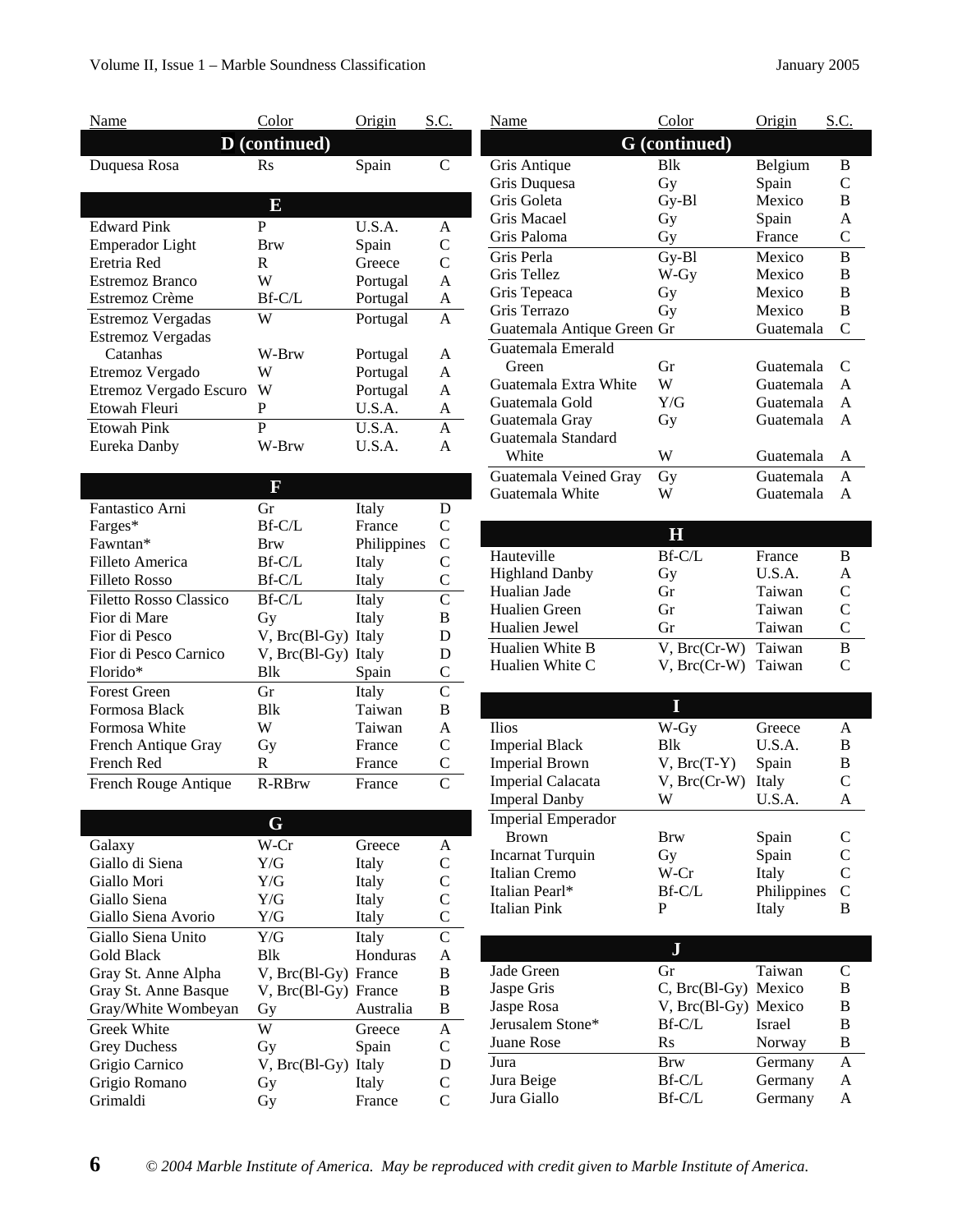| Name | Color | Origin | S.C. |
|---|---|---|---|
| **D (continued)** | | | |
| Duquesa Rosa | Rs | Spain | C |
| **E** | | | |
| Edward Pink | P | U.S.A. | A |
| Emperador Light | Brw | Spain | C |
| Eretria Red | R | Greece | C |
| Estremoz Branco | W | Portugal | A |
| Estremoz Crème | Bf-C/L | Portugal | A |
| Estremoz Vergadas | W | Portugal | A |
| Estremoz Vergadas Catanhas | W-Brw | Portugal | A |
| Etremoz Vergado | W | Portugal | A |
| Etremoz Vergado Escuro | W | Portugal | A |
| Etowah Fleuri | P | U.S.A. | A |
| Etowah Pink | P | U.S.A. | A |
| Eureka Danby | W-Brw | U.S.A. | A |
| **F** | | | |
| Fantastico Arni | Gr | Italy | D |
| Farges* | Bf-C/L | France | C |
| Fawntan* | Brw | Philippines | C |
| Filleto America | Bf-C/L | Italy | C |
| Filleto Rosso | Bf-C/L | Italy | C |
| Filetto Rosso Classico | Bf-C/L | Italy | C |
| Fior di Mare | Gy | Italy | B |
| Fior di Pesco | V, Brc(Bl-Gy) | Italy | D |
| Fior di Pesco Carnico | V, Brc(Bl-Gy) | Italy | D |
| Florido* | Blk | Spain | C |
| Forest Green | Gr | Italy | C |
| Formosa Black | Blk | Taiwan | B |
| Formosa White | W | Taiwan | A |
| French Antique Gray | Gy | France | C |
| French Red | R | France | C |
| French Rouge Antique | R-RBrw | France | C |
| **G** | | | |
| Galaxy | W-Cr | Greece | A |
| Giallo di Siena | Y/G | Italy | C |
| Giallo Mori | Y/G | Italy | C |
| Giallo Siena | Y/G | Italy | C |
| Giallo Siena Avorio | Y/G | Italy | C |
| Giallo Siena Unito | Y/G | Italy | C |
| Gold Black | Blk | Honduras | A |
| Gray St. Anne Alpha | V, Brc(Bl-Gy) | France | B |
| Gray St. Anne Basque | V, Brc(Bl-Gy) | France | B |
| Gray/White Wombeyan | Gy | Australia | B |
| Greek White | W | Greece | A |
| Grey Duchess | Gy | Spain | C |
| Grigio Carnico | V, Brc(Bl-Gy) | Italy | D |
| Grigio Romano | Gy | Italy | C |
| Grimaldi | Gy | France | C |
| **G (continued)** | | | |
| Gris Antique | Blk | Belgium | B |
| Gris Duquesa | Gy | Spain | C |
| Gris Goleta | Gy-Bl | Mexico | B |
| Gris Macael | Gy | Spain | A |
| Gris Paloma | Gy | France | C |
| Gris Perla | Gy-Bl | Mexico | B |
| Gris Tellez | W-Gy | Mexico | B |
| Gris Tepeaca | Gy | Mexico | B |
| Gris Terrazo | Gy | Mexico | B |
| Guatemala Antique Green | Gr | Guatemala | C |
| Guatemala Emerald Green | Gr | Guatemala | C |
| Guatemala Extra White | W | Guatemala | A |
| Guatemala Gold | Y/G | Guatemala | A |
| Guatemala Gray | Gy | Guatemala | A |
| Guatemala Standard White | W | Guatemala | A |
| Guatemala Veined Gray | Gy | Guatemala | A |
| Guatemala White | W | Guatemala | A |
| **H** | | | |
| Hauteville | Bf-C/L | France | B |
| Highland Danby | Gy | U.S.A. | A |
| Hualian Jade | Gr | Taiwan | C |
| Hualien Green | Gr | Taiwan | C |
| Hualien Jewel | Gr | Taiwan | C |
| Hualien White B | V, Brc(Cr-W) | Taiwan | B |
| Hualien White C | V, Brc(Cr-W) | Taiwan | C |
| **I** | | | |
| Ilios | W-Gy | Greece | A |
| Imperial Black | Blk | U.S.A. | B |
| Imperial Brown | V, Brc(T-Y) | Spain | B |
| Imperial Calacata | V, Brc(Cr-W) | Italy | C |
| Imperal Danby | W | U.S.A. | A |
| Imperial Emperador Brown | Brw | Spain | C |
| Incarnat Turquin | Gy | Spain | C |
| Italian Cremo | W-Cr | Italy | C |
| Italian Pearl* | Bf-C/L | Philippines | C |
| Italian Pink | P | Italy | B |
| **J** | | | |
| Jade Green | Gr | Taiwan | C |
| Jaspe Gris | C, Brc(Bl-Gy) | Mexico | B |
| Jaspe Rosa | V, Brc(Bl-Gy) | Mexico | B |
| Jerusalem Stone* | Bf-C/L | Israel | B |
| Juane Rose | Rs | Norway | B |
| Jura | Brw | Germany | A |
| Jura Beige | Bf-C/L | Germany | A |
| Jura Giallo | Bf-C/L | Germany | A |

*© 2004 Marble Institute of America. May be reproduced with credit given to Marble Institute of America.*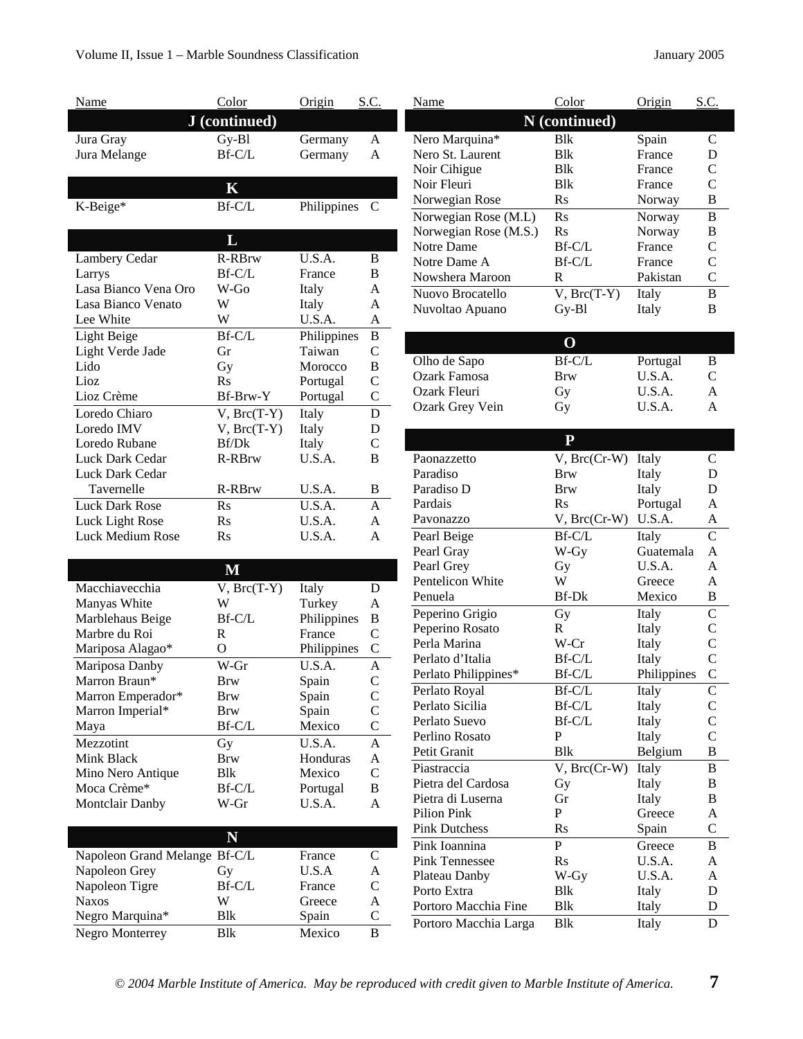| Name | Color | Origin | S.C. |
|---|---|---|---|
| **J (continued)** | | | |
| Jura Gray | Gy-Bl | Germany | A |
| Jura Melange | Bf-C/L | Germany | A |
| **K** | | | |
| K-Beige* | Bf-C/L | Philippines | C |
| **L** | | | |
| Lambery Cedar | R-RBrw | U.S.A. | B |
| Larrys | Bf-C/L | France | B |
| Lasa Bianco Vena Oro | W-Go | Italy | A |
| Lasa Bianco Venato | W | Italy | A |
| Lee White | W | U.S.A. | A |
| Light Beige | Bf-C/L | Philippines | B |
| Light Verde Jade | Gr | Taiwan | C |
| Lido | Gy | Morocco | B |
| Lioz | Rs | Portugal | C |
| Lioz Crème | Bf-Brw-Y | Portugal | C |
| Loredo Chiaro | V, Brc(T-Y) | Italy | D |
| Loredo IMV | V, Brc(T-Y) | Italy | D |
| Loredo Rubane | Bf/Dk | Italy | C |
| Luck Dark Cedar | R-RBrw | U.S.A. | B |
| Luck Dark Cedar Tavernelle | R-RBrw | U.S.A. | B |
| Luck Dark Rose | Rs | U.S.A. | A |
| Luck Light Rose | Rs | U.S.A. | A |
| Luck Medium Rose | Rs | U.S.A. | A |
| **M** | | | |
| Macchiavecchia | V, Brc(T-Y) | Italy | D |
| Manyas White | W | Turkey | A |
| Marblehaus Beige | Bf-C/L | Philippines | B |
| Marbre du Roi | R | France | C |
| Mariposa Alagao* | O | Philippines | C |
| Mariposa Danby | W-Gr | U.S.A. | A |
| Marron Braun* | Brw | Spain | C |
| Marron Emperador* | Brw | Spain | C |
| Marron Imperial* | Brw | Spain | C |
| Maya | Bf-C/L | Mexico | C |
| Mezzotint | Gy | U.S.A. | A |
| Mink Black | Brw | Honduras | A |
| Mino Nero Antique | Blk | Mexico | C |
| Moca Crème* | Bf-C/L | Portugal | B |
| Montclair Danby | W-Gr | U.S.A. | A |
| **N** | | | |
| Napoleon Grand Melange | Bf-C/L | France | C |
| Napoleon Grey | Gy | U.S.A | A |
| Napoleon Tigre | Bf-C/L | France | C |
| Naxos | W | Greece | A |
| Negro Marquina* | Blk | Spain | C |
| Negro Monterrey | Blk | Mexico | B |
| **N (continued)** | | | |
| Nero Marquina* | Blk | Spain | C |
| Nero St. Laurent | Blk | France | D |
| Noir Cihigue | Blk | France | C |
| Noir Fleuri | Blk | France | C |
| Norwegian Rose | Rs | Norway | B |
| Norwegian Rose (M.L) | Rs | Norway | B |
| Norwegian Rose (M.S.) | Rs | Norway | B |
| Notre Dame | Bf-C/L | France | C |
| Notre Dame A | Bf-C/L | France | C |
| Nowshera Maroon | R | Pakistan | C |
| Nuovo Brocatello | V, Brc(T-Y) | Italy | B |
| Nuvoltao Apuano | Gy-Bl | Italy | B |
| **O** | | | |
| Olho de Sapo | Bf-C/L | Portugal | B |
| Ozark Famosa | Brw | U.S.A. | C |
| Ozark Fleuri | Gy | U.S.A. | A |
| Ozark Grey Vein | Gy | U.S.A. | A |
| **P** | | | |
| Paonazzetto | V, Brc(Cr-W) | Italy | C |
| Paradiso | Brw | Italy | D |
| Paradiso D | Brw | Italy | D |
| Pardais | Rs | Portugal | A |
| Pavonazzo | V, Brc(Cr-W) | U.S.A. | A |
| Pearl Beige | Bf-C/L | Italy | C |
| Pearl Gray | W-Gy | Guatemala | A |
| Pearl Grey | Gy | U.S.A. | A |
| Pentelicon White | W | Greece | A |
| Penuela | Bf-Dk | Mexico | B |
| Peperino Grigio | Gy | Italy | C |
| Peperino Rosato | R | Italy | C |
| Perla Marina | W-Cr | Italy | C |
| Perlato d'Italia | Bf-C/L | Italy | C |
| Perlato Philippines* | Bf-C/L | Philippines | C |
| Perlato Royal | Bf-C/L | Italy | C |
| Perlato Sicilia | Bf-C/L | Italy | C |
| Perlato Suevo | Bf-C/L | Italy | C |
| Perlino Rosato | P | Italy | C |
| Petit Granit | Blk | Belgium | B |
| Piastraccia | V, Brc(Cr-W) | Italy | B |
| Pietra del Cardosa | Gy | Italy | B |
| Pietra di Luserna | Gr | Italy | B |
| Pilion Pink | P | Greece | A |
| Pink Dutchess | Rs | Spain | C |
| Pink Ioannina | P | Greece | B |
| Pink Tennessee | Rs | U.S.A. | A |
| Plateau Danby | W-Gy | U.S.A. | A |
| Porto Extra | Blk | Italy | D |
| Portoro Macchia Fine | Blk | Italy | D |
| Portoro Macchia Larga | Blk | Italy | D |

*© 2004 Marble Institute of America. May be reproduced with credit given to Marble Institute of America.*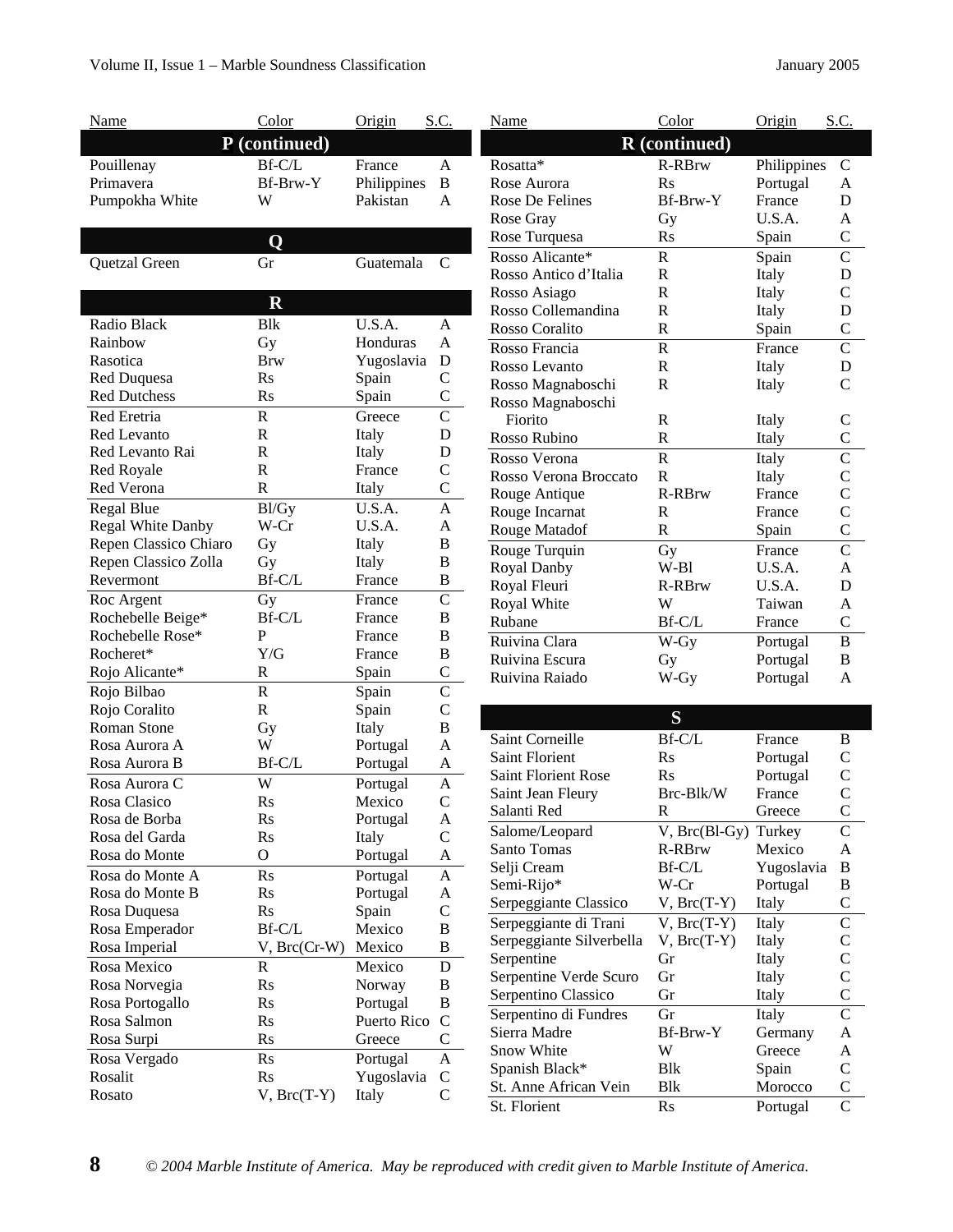| Name | Color | Origin | S.C. |
|---|---|---|---|
| **P (continued)** | | | |
| Pouillenay | Bf-C/L | France | A |
| Primavera | Bf-Brw-Y | Philippines | B |
| Pumpokha White | W | Pakistan | A |
| **Q** | | | |
| Quetzal Green | Gr | Guatemala | C |
| **R** | | | |
| Radio Black | Blk | U.S.A. | A |
| Rainbow | Gy | Honduras | A |
| Rasotica | Brw | Yugoslavia | D |
| Red Duquesa | Rs | Spain | C |
| Red Dutchess | Rs | Spain | C |
| Red Eretria | R | Greece | C |
| Red Levanto | R | Italy | D |
| Red Levanto Rai | R | Italy | D |
| Red Royale | R | France | C |
| Red Verona | R | Italy | C |
| Regal Blue | Bl/Gy | U.S.A. | A |
| Regal White Danby | W-Cr | U.S.A. | A |
| Repen Classico Chiaro | Gy | Italy | B |
| Repen Classico Zolla | Gy | Italy | B |
| Revermont | Bf-C/L | France | B |
| Roc Argent | Gy | France | C |
| Rochebelle Beige* | Bf-C/L | France | B |
| Rochebelle Rose* | P | France | B |
| Rocheret* | Y/G | France | B |
| Rojo Alicante* | R | Spain | C |
| Rojo Bilbao | R | Spain | C |
| Rojo Coralito | R | Spain | C |
| Roman Stone | Gy | Italy | B |
| Rosa Aurora A | W | Portugal | A |
| Rosa Aurora B | Bf-C/L | Portugal | A |
| Rosa Aurora C | W | Portugal | A |
| Rosa Clasico | Rs | Mexico | C |
| Rosa de Borba | Rs | Portugal | A |
| Rosa del Garda | Rs | Italy | C |
| Rosa do Monte | O | Portugal | A |
| Rosa do Monte A | Rs | Portugal | A |
| Rosa do Monte B | Rs | Portugal | A |
| Rosa Duquesa | Rs | Spain | C |
| Rosa Emperador | Bf-C/L | Mexico | B |
| Rosa Imperial | V, Brc(Cr-W) | Mexico | B |
| Rosa Mexico | R | Mexico | D |
| Rosa Norvegia | Rs | Norway | B |
| Rosa Portogallo | Rs | Portugal | B |
| Rosa Salmon | Rs | Puerto Rico | C |
| Rosa Surpi | Rs | Greece | C |
| Rosa Vergado | Rs | Portugal | A |
| Rosalit | Rs | Yugoslavia | C |
| Rosato | V, Brc(T-Y) | Italy | C |
| **R (continued)** | | | |
| Rosatta* | R-RBrw | Philippines | C |
| Rose Aurora | Rs | Portugal | A |
| Rose De Felines | Bf-Brw-Y | France | D |
| Rose Gray | Gy | U.S.A. | A |
| Rose Turquesa | Rs | Spain | C |
| Rosso Alicante* | R | Spain | C |
| Rosso Antico d'Italia | R | Italy | D |
| Rosso Asiago | R | Italy | C |
| Rosso Collemandina | R | Italy | D |
| Rosso Coralito | R | Spain | C |
| Rosso Francia | R | France | C |
| Rosso Levanto | R | Italy | D |
| Rosso Magnaboschi | R | Italy | C |
| Rosso Magnaboschi Fiorito | R | Italy | C |
| Rosso Rubino | R | Italy | C |
| Rosso Verona | R | Italy | C |
| Rosso Verona Broccato | R | Italy | C |
| Rouge Antique | R-RBrw | France | C |
| Rouge Incarnat | R | France | C |
| Rouge Matadof | R | Spain | C |
| Rouge Turquin | Gy | France | C |
| Royal Danby | W-Bl | U.S.A. | A |
| Royal Fleuri | R-RBrw | U.S.A. | D |
| Royal White | W | Taiwan | A |
| Rubane | Bf-C/L | France | C |
| Ruivina Clara | W-Gy | Portugal | B |
| Ruivina Escura | Gy | Portugal | B |
| Ruivina Raiado | W-Gy | Portugal | A |
| **S** | | | |
| Saint Corneille | Bf-C/L | France | B |
| Saint Florient | Rs | Portugal | C |
| Saint Florient Rose | Rs | Portugal | C |
| Saint Jean Fleury | Brc-Blk/W | France | C |
| Salanti Red | R | Greece | C |
| Salome/Leopard | V, Brc(Bl-Gy) | Turkey | C |
| Santo Tomas | R-RBrw | Mexico | A |
| Selji Cream | Bf-C/L | Yugoslavia | B |
| Semi-Rijo* | W-Cr | Portugal | B |
| Serpeggiante Classico | V, Brc(T-Y) | Italy | C |
| Serpeggiante di Trani | V, Brc(T-Y) | Italy | C |
| Serpeggiante Silverbella | V, Brc(T-Y) | Italy | C |
| Serpentine | Gr | Italy | C |
| Serpentine Verde Scuro | Gr | Italy | C |
| Serpentino Classico | Gr | Italy | C |
| Serpentino di Fundres | Gr | Italy | C |
| Sierra Madre | Bf-Brw-Y | Germany | A |
| Snow White | W | Greece | A |
| Spanish Black* | Blk | Spain | C |
| St. Anne African Vein | Blk | Morocco | C |
| St. Florient | Rs | Portugal | C |

*© 2004 Marble Institute of America. May be reproduced with credit given to Marble Institute of America.*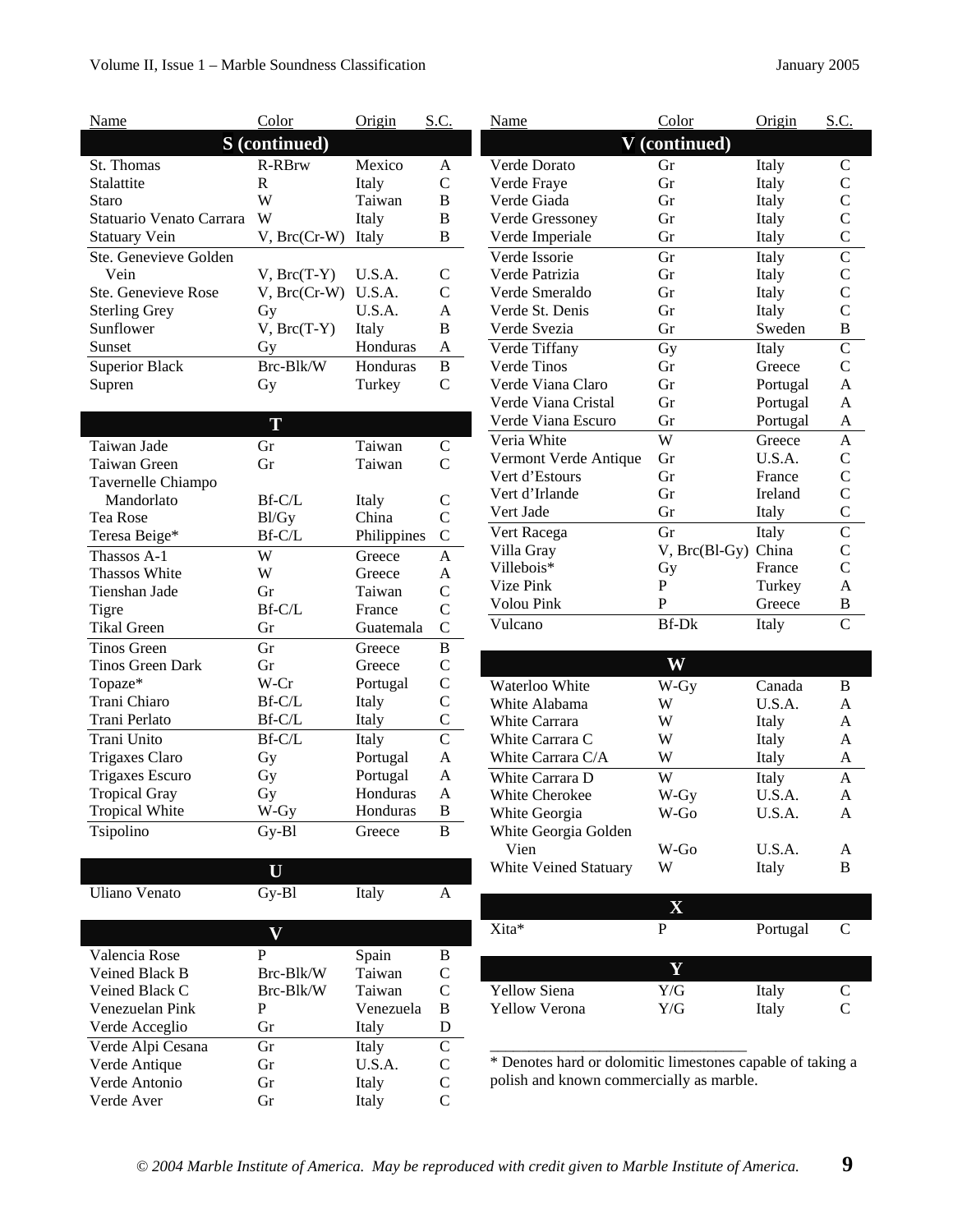| Name | Color | Origin | S.C. |
|---|---|---|---|
| **S (continued)** | | | |
| St. Thomas | R-RBrw | Mexico | A |
| Stalattite | R | Italy | C |
| Staro | W | Taiwan | B |
| Statuario Venato Carrara | W | Italy | B |
| Statuary Vein | V, Brc(Cr-W) | Italy | B |
| Ste. Genevieve Golden Vein | V, Brc(T-Y) | U.S.A. | C |
| Ste. Genevieve Rose | V, Brc(Cr-W) | U.S.A. | C |
| Sterling Grey | Gy | U.S.A. | A |
| Sunflower | V, Brc(T-Y) | Italy | B |
| Sunset | Gy | Honduras | A |
| Superior Black | Brc-Blk/W | Honduras | B |
| Supren | Gy | Turkey | C |
| **T** | | | |
| Taiwan Jade | Gr | Taiwan | C |
| Taiwan Green | Gr | Taiwan | C |
| Tavernelle Chiampo Mandorlato | Bf-C/L | Italy | C |
| Tea Rose | Bl/Gy | China | C |
| Teresa Beige* | Bf-C/L | Philippines | C |
| Thassos A-1 | W | Greece | A |
| Thassos White | W | Greece | A |
| Tienshan Jade | Gr | Taiwan | C |
| Tigre | Bf-C/L | France | C |
| Tikal Green | Gr | Guatemala | C |
| Tinos Green | Gr | Greece | B |
| Tinos Green Dark | Gr | Greece | C |
| Topaze* | W-Cr | Portugal | C |
| Trani Chiaro | Bf-C/L | Italy | C |
| Trani Perlato | Bf-C/L | Italy | C |
| Trani Unito | Bf-C/L | Italy | C |
| Trigaxes Claro | Gy | Portugal | A |
| Trigaxes Escuro | Gy | Portugal | A |
| Tropical Gray | Gy | Honduras | A |
| Tropical White | W-Gy | Honduras | B |
| Tsipolino | Gy-Bl | Greece | B |
| **U** | | | |
| Uliano Venato | Gy-Bl | Italy | A |
| **V** | | | |
| Valencia Rose | P | Spain | B |
| Veined Black B | Brc-Blk/W | Taiwan | C |
| Veined Black C | Brc-Blk/W | Taiwan | C |
| Venezuelan Pink | P | Venezuela | B |
| Verde Acceglio | Gr | Italy | D |
| Verde Alpi Cesana | Gr | Italy | C |
| Verde Antique | Gr | U.S.A. | C |
| Verde Antonio | Gr | Italy | C |
| Verde Aver | Gr | Italy | C |
| **V (continued)** | | | |
| Verde Dorato | Gr | Italy | C |
| Verde Fraye | Gr | Italy | C |
| Verde Giada | Gr | Italy | C |
| Verde Gressoney | Gr | Italy | C |
| Verde Imperiale | Gr | Italy | C |
| Verde Issorie | Gr | Italy | C |
| Verde Patrizia | Gr | Italy | C |
| Verde Smeraldo | Gr | Italy | C |
| Verde St. Denis | Gr | Italy | C |
| Verde Svezia | Gr | Sweden | B |
| Verde Tiffany | Gy | Italy | C |
| Verde Tinos | Gr | Greece | C |
| Verde Viana Claro | Gr | Portugal | A |
| Verde Viana Cristal | Gr | Portugal | A |
| Verde Viana Escuro | Gr | Portugal | A |
| Veria White | W | Greece | A |
| Vermont Verde Antique | Gr | U.S.A. | C |
| Vert d'Estours | Gr | France | C |
| Vert d'Irlande | Gr | Ireland | C |
| Vert Jade | Gr | Italy | C |
| Vert Racega | Gr | Italy | C |
| Villa Gray | V, Brc(Bl-Gy) | China | C |
| Villebois* | Gy | France | C |
| Vize Pink | P | Turkey | A |
| Volou Pink | P | Greece | B |
| Vulcano | Bf-Dk | Italy | C |
| **W** | | | |
| Waterloo White | W-Gy | Canada | B |
| White Alabama | W | U.S.A. | A |
| White Carrara | W | Italy | A |
| White Carrara C | W | Italy | A |
| White Carrara C/A | W | Italy | A |
| White Carrara D | W | Italy | A |
| White Cherokee | W-Gy | U.S.A. | A |
| White Georgia | W-Go | U.S.A. | A |
| White Georgia Golden Vien | W-Go | U.S.A. | A |
| White Veined Statuary | W | Italy | B |
| **X** | | | |
| Xita* | P | Portugal | C |
| **Y** | | | |
| Yellow Siena | Y/G | Italy | C |
| Yellow Verona | Y/G | Italy | C |

* Denotes hard or dolomitic limestones capable of taking a polish and known commercially as marble.

*© 2004 Marble Institute of America. May be reproduced with credit given to Marble Institute of America.*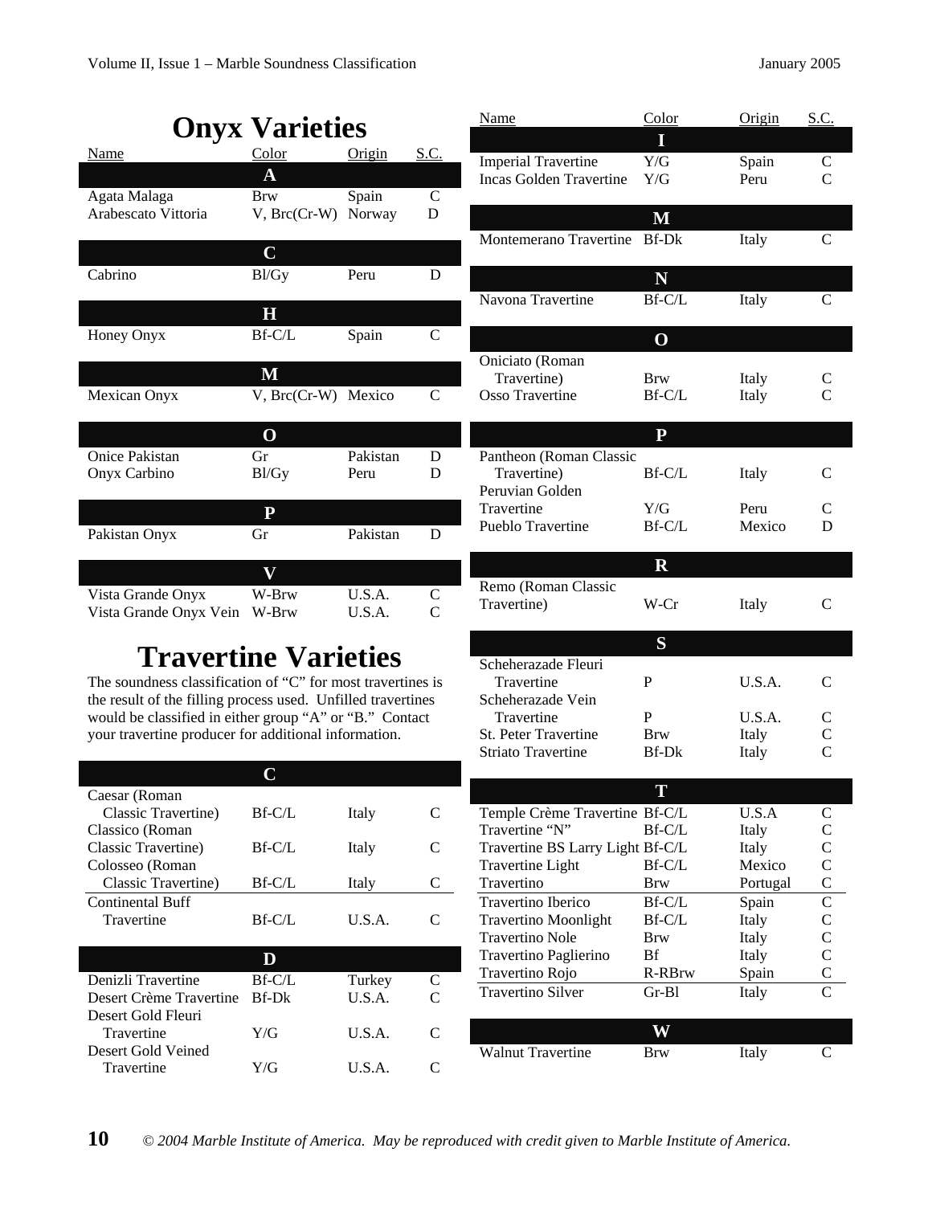# Onyx Varieties

| Name | Color | Origin | S.C. |
|---|---|---|---|
| **A** | | | |
| Agata Malaga | Brw | Spain | C |
| Arabescato Vittoria | V, Brc(Cr-W) | Norway | D |
| **C** | | | |
| Cabrino | Bl/Gy | Peru | D |
| **H** | | | |
| Honey Onyx | Bf-C/L | Spain | C |
| **M** | | | |
| Mexican Onyx | V, Brc(Cr-W) | Mexico | C |
| **O** | | | |
| Onice Pakistan | Gr | Pakistan | D |
| Onyx Carbino | Bl/Gy | Peru | D |
| **P** | | | |
| Pakistan Onyx | Gr | Pakistan | D |
| **V** | | | |
| Vista Grande Onyx | W-Brw | U.S.A. | C |
| Vista Grande Onyx Vein | W-Brw | U.S.A. | C |

# Travertine Varieties

The soundness classification of "C" for most travertines is the result of the filling process used. Unfilled travertines would be classified in either group "A" or "B." Contact your travertine producer for additional information.

| Name | Color | Origin | S.C. |
|---|---|---|---|
| **C** | | | |
| Caesar (Roman Classic Travertine) | Bf-C/L | Italy | C |
| Classico (Roman Classic Travertine) | Bf-C/L | Italy | C |
| Colosseo (Roman Classic Travertine) | Bf-C/L | Italy | C |
| Continental Buff Travertine | Bf-C/L | U.S.A. | C |
| **D** | | | |
| Denizli Travertine | Bf-C/L | Turkey | C |
| Desert Crème Travertine | Bf-Dk | U.S.A. | C |
| Desert Gold Fleuri Travertine | Y/G | U.S.A. | C |
| Desert Gold Veined Travertine | Y/G | U.S.A. | C |
| **I** | | | |
| Imperial Travertine | Y/G | Spain | C |
| Incas Golden Travertine | Y/G | Peru | C |
| **M** | | | |
| Montemerano Travertine | Bf-Dk | Italy | C |
| **N** | | | |
| Navona Travertine | Bf-C/L | Italy | C |
| **O** | | | |
| Oniciato (Roman Travertine) | Brw | Italy | C |
| Osso Travertine | Bf-C/L | Italy | C |
| **P** | | | |
| Pantheon (Roman Classic Travertine) | Bf-C/L | Italy | C |
| Peruvian Golden Travertine | Y/G | Peru | C |
| Pueblo Travertine | Bf-C/L | Mexico | D |
| **R** | | | |
| Remo (Roman Classic Travertine) | W-Cr | Italy | C |
| **S** | | | |
| Scheherazade Fleuri Travertine | P | U.S.A. | C |
| Scheherazade Vein Travertine | P | U.S.A. | C |
| St. Peter Travertine | Brw | Italy | C |
| Striato Travertine | Bf-Dk | Italy | C |
| **T** | | | |
| Temple Crème Travertine | Bf-C/L | U.S.A | C |
| Travertine "N" | Bf-C/L | Italy | C |
| Travertine BS Larry Light | Bf-C/L | Italy | C |
| Travertine Light | Bf-C/L | Mexico | C |
| Travertino | Brw | Portugal | C |
| Travertino Iberico | Bf-C/L | Spain | C |
| Travertino Moonlight | Bf-C/L | Italy | C |
| Travertino Nole | Brw | Italy | C |
| Travertino Paglierino | Bf | Italy | C |
| Travertino Rojo | R-RBrw | Spain | C |
| Travertino Silver | Gr-Bl | Italy | C |
| **W** | | | |
| Walnut Travertine | Brw | Italy | C |

*© 2004 Marble Institute of America. May be reproduced with credit given to Marble Institute of America.*